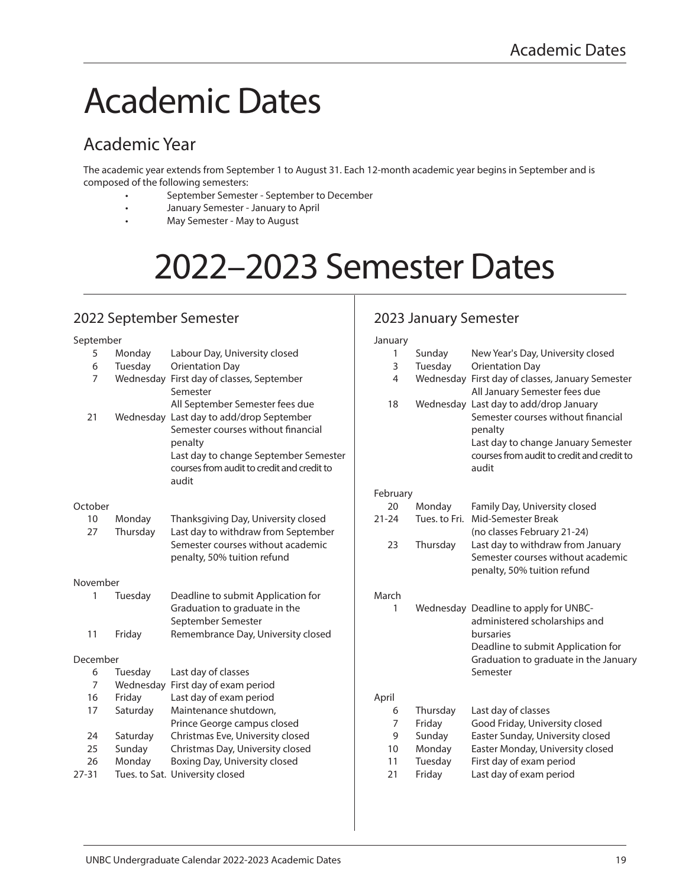# Academic Dates

## Academic Year

The academic year extends from September 1 to August 31. Each 12-month academic year begins in September and is composed of the following semesters:

- September Semester - September to December
- January Semester - January to April
- May Semester - May to August

# 2022–2023 Semester Dates

## 2022 September Semester

September

| | | |
|---|---|---|
| 5 | Monday | Labour Day, University closed |
| 6 | Tuesday | Orientation Day |
| 7 | Wednesday | First day of classes, September Semester<br>All September Semester fees due |
| 21 | Wednesday | Last day to add/drop September Semester courses without financial penalty<br>Last day to change September Semester courses from audit to credit and credit to audit |

October

| | | |
|---|---|---|
| 10 | Monday | Thanksgiving Day, University closed |
| 27 | Thursday | Last day to withdraw from September Semester courses without academic penalty, 50% tuition refund |

November

| | | |
|---|---|---|
| 1 | Tuesday | Deadline to submit Application for Graduation to graduate in the September Semester |
| 11 | Friday | Remembrance Day, University closed |

December

| | | |
|---|---|---|
| 6 | Tuesday | Last day of classes |
| 7 | Wednesday | First day of exam period |
| 16 | Friday | Last day of exam period |
| 17 | Saturday | Maintenance shutdown, Prince George campus closed |
| 24 | Saturday | Christmas Eve, University closed |
| 25 | Sunday | Christmas Day, University closed |
| 26 | Monday | Boxing Day, University closed |
| 27-31 | Tues. to Sat. | University closed |

## 2023 January Semester

January

| | | |
|---|---|---|
| 1 | Sunday | New Year's Day, University closed |
| 3 | Tuesday | Orientation Day |
| 4 | Wednesday | First day of classes, January Semester<br>All January Semester fees due |
| 18 | Wednesday | Last day to add/drop January Semester courses without financial penalty<br>Last day to change January Semester courses from audit to credit and credit to audit |

February

| | | |
|---|---|---|
| 20 | Monday | Family Day, University closed |
| 21-24 | Tues. to Fri. | Mid-Semester Break<br>(no classes February 21-24) |
| 23 | Thursday | Last day to withdraw from January Semester courses without academic penalty, 50% tuition refund |

March

| | | |
|---|---|---|
| 1 | Wednesday | Deadline to apply for UNBC-administered scholarships and bursaries<br>Deadline to submit Application for Graduation to graduate in the January Semester |

April

| | | |
|---|---|---|
| 6 | Thursday | Last day of classes |
| 7 | Friday | Good Friday, University closed |
| 9 | Sunday | Easter Sunday, University closed |
| 10 | Monday | Easter Monday, University closed |
| 11 | Tuesday | First day of exam period |
| 21 | Friday | Last day of exam period |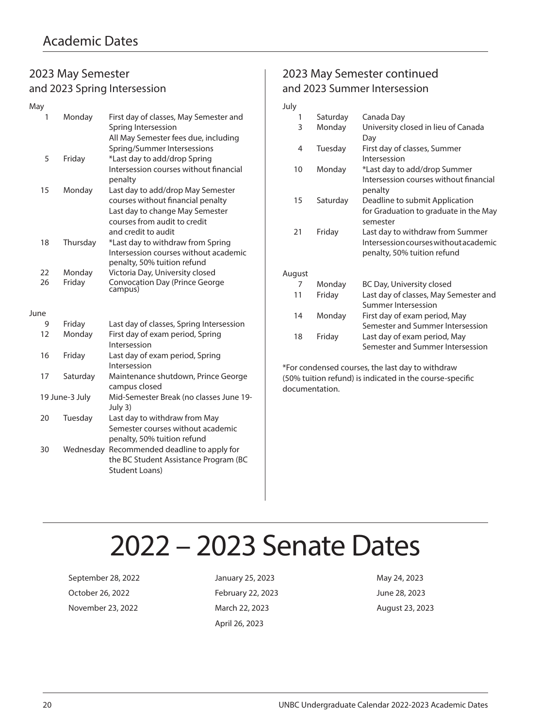# Academic Dates

## 2023 May Semester and 2023 Spring Intersession

**May**

| | | |
|---|---|---|
| 1 | Monday | First day of classes, May Semester and Spring Intersession<br>All May Semester fees due, including Spring/Summer Intersessions |
| 5 | Friday | *Last day to add/drop Spring Intersession courses without financial penalty |
| 15 | Monday | Last day to add/drop May Semester courses without financial penalty<br>Last day to change May Semester courses from audit to credit and credit to audit |
| 18 | Thursday | *Last day to withdraw from Spring Intersession courses without academic penalty, 50% tuition refund |
| 22 | Monday | Victoria Day, University closed |
| 26 | Friday | Convocation Day (Prince George campus) |

**June**

| | | |
|---|---|---|
| 9 | Friday | Last day of classes, Spring Intersession |
| 12 | Monday | First day of exam period, Spring Intersession |
| 16 | Friday | Last day of exam period, Spring Intersession |
| 17 | Saturday | Maintenance shutdown, Prince George campus closed |
| 19 June-3 July | | Mid-Semester Break (no classes June 19-July 3) |
| 20 | Tuesday | Last day to withdraw from May Semester courses without academic penalty, 50% tuition refund |
| 30 | Wednesday | Recommended deadline to apply for the BC Student Assistance Program (BC Student Loans) |

## 2023 May Semester continued and 2023 Summer Intersession

**July**

| | | |
|---|---|---|
| 1 | Saturday | Canada Day |
| 3 | Monday | University closed in lieu of Canada Day |
| 4 | Tuesday | First day of classes, Summer Intersession |
| 10 | Monday | *Last day to add/drop Summer Intersession courses without financial penalty |
| 15 | Saturday | Deadline to submit Application for Graduation to graduate in the May semester |
| 21 | Friday | Last day to withdraw from Summer Intersession courses without academic penalty, 50% tuition refund |

**August**

| | | |
|---|---|---|
| 7 | Monday | BC Day, University closed |
| 11 | Friday | Last day of classes, May Semester and Summer Intersession |
| 14 | Monday | First day of exam period, May Semester and Summer Intersession |
| 18 | Friday | Last day of exam period, May Semester and Summer Intersession |

*For condensed courses, the last day to withdraw (50% tuition refund) is indicated in the course-specific documentation.

# 2022 – 2023 Senate Dates

September 28, 2022
October 26, 2022
November 23, 2022
January 25, 2023
February 22, 2023
March 22, 2023
April 26, 2023
May 24, 2023
June 28, 2023
August 23, 2023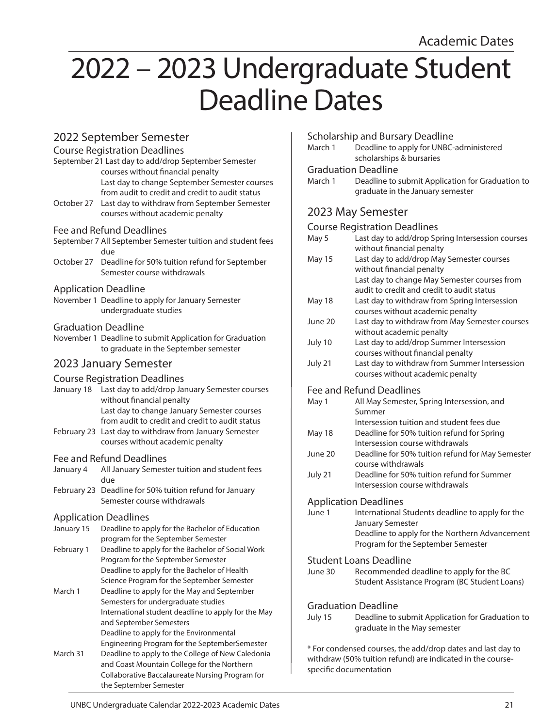# 2022 – 2023 Undergraduate Student Deadline Dates

## 2022 September Semester

### Course Registration Deadlines

| | |
|---|---|
| September 21 | Last day to add/drop September Semester courses without financial penalty |
| | Last day to change September Semester courses from audit to credit and credit to audit status |
| October 27 | Last day to withdraw from September Semester courses without academic penalty |

### Fee and Refund Deadlines

| | |
|---|---|
| September 7 | All September Semester tuition and student fees due |
| October 27 | Deadline for 50% tuition refund for September Semester course withdrawals |

### Application Deadline

| | |
|---|---|
| November 1 | Deadline to apply for January Semester undergraduate studies |

### Graduation Deadline

| | |
|---|---|
| November 1 | Deadline to submit Application for Graduation to graduate in the September semester |

## 2023 January Semester

### Course Registration Deadlines

| | |
|---|---|
| January 18 | Last day to add/drop January Semester courses without financial penalty |
| | Last day to change January Semester courses from audit to credit and credit to audit status |
| February 23 | Last day to withdraw from January Semester courses without academic penalty |

### Fee and Refund Deadlines

| | |
|---|---|
| January 4 | All January Semester tuition and student fees due |
| February 23 | Deadline for 50% tuition refund for January Semester course withdrawals |

### Application Deadlines

| | |
|---|---|
| January 15 | Deadline to apply for the Bachelor of Education program for the September Semester |
| February 1 | Deadline to apply for the Bachelor of Social Work Program for the September Semester |
| | Deadline to apply for the Bachelor of Health Science Program for the September Semester |
| March 1 | Deadline to apply for the May and September Semesters for undergraduate studies |
| | International student deadline to apply for the May and September Semesters |
| | Deadline to apply for the Environmental Engineering Program for the SeptemberSemester |
| March 31 | Deadline to apply to the College of New Caledonia and Coast Mountain College for the Northern Collaborative Baccalaureate Nursing Program for the September Semester |

### Scholarship and Bursary Deadline

| | |
|---|---|
| March 1 | Deadline to apply for UNBC-administered scholarships & bursaries |

### Graduation Deadline

| | |
|---|---|
| March 1 | Deadline to submit Application for Graduation to graduate in the January semester |

## 2023 May Semester

### Course Registration Deadlines

| | |
|---|---|
| May 5 | Last day to add/drop Spring Intersession courses without financial penalty |
| May 15 | Last day to add/drop May Semester courses without financial penalty |
| | Last day to change May Semester courses from audit to credit and credit to audit status |
| May 18 | Last day to withdraw from Spring Intersession courses without academic penalty |
| June 20 | Last day to withdraw from May Semester courses without academic penalty |
| July 10 | Last day to add/drop Summer Intersession courses without financial penalty |
| July 21 | Last day to withdraw from Summer Intersession courses without academic penalty |

### Fee and Refund Deadlines

| | |
|---|---|
| May 1 | All May Semester, Spring Intersession, and Summer Intersession tuition and student fees due |
| May 18 | Deadline for 50% tuition refund for Spring Intersession course withdrawals |
| June 20 | Deadline for 50% tuition refund for May Semester course withdrawals |
| July 21 | Deadline for 50% tuition refund for Summer Intersession course withdrawals |

### Application Deadlines

| | |
|---|---|
| June 1 | International Students deadline to apply for the January Semester |
| | Deadline to apply for the Northern Advancement Program for the September Semester |

### Student Loans Deadline

| | |
|---|---|
| June 30 | Recommended deadline to apply for the BC Student Assistance Program (BC Student Loans) |

### Graduation Deadline

| | |
|---|---|
| July 15 | Deadline to submit Application for Graduation to graduate in the May semester |

* For condensed courses, the add/drop dates and last day to withdraw (50% tuition refund) are indicated in the course-specific documentation